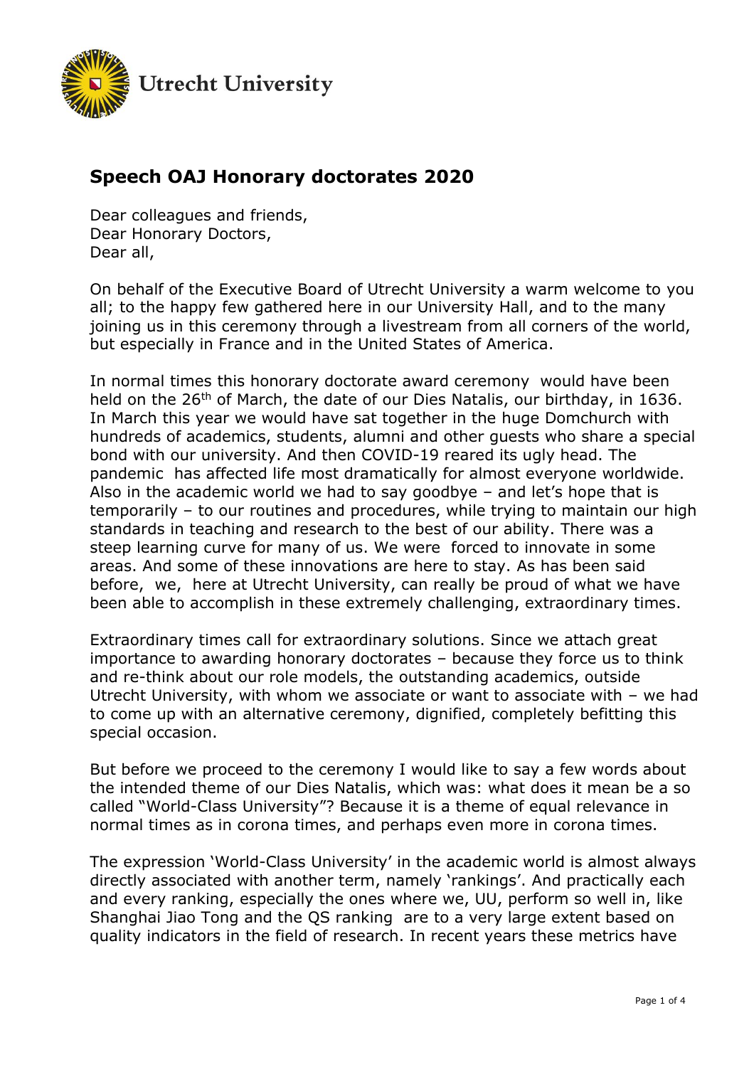## Speech OAJ Honorary doctorates 2020

Dear colleagues and friends,
Dear Honorary Doctors,
Dear all,

On behalf of the Executive Board of Utrecht University a warm welcome to you all; to the happy few gathered here in our University Hall, and to the many joining us in this ceremony through a livestream from all corners of the world, but especially in France and in the United States of America.

In normal times this honorary doctorate award ceremony would have been held on the 26th of March, the date of our Dies Natalis, our birthday, in 1636. In March this year we would have sat together in the huge Domchurch with hundreds of academics, students, alumni and other guests who share a special bond with our university. And then COVID-19 reared its ugly head. The pandemic has affected life most dramatically for almost everyone worldwide. Also in the academic world we had to say goodbye – and let's hope that is temporarily – to our routines and procedures, while trying to maintain our high standards in teaching and research to the best of our ability. There was a steep learning curve for many of us. We were forced to innovate in some areas. And some of these innovations are here to stay. As has been said before, we, here at Utrecht University, can really be proud of what we have been able to accomplish in these extremely challenging, extraordinary times.

Extraordinary times call for extraordinary solutions. Since we attach great importance to awarding honorary doctorates – because they force us to think and re-think about our role models, the outstanding academics, outside Utrecht University, with whom we associate or want to associate with – we had to come up with an alternative ceremony, dignified, completely befitting this special occasion.

But before we proceed to the ceremony I would like to say a few words about the intended theme of our Dies Natalis, which was: what does it mean be a so called "World-Class University"? Because it is a theme of equal relevance in normal times as in corona times, and perhaps even more in corona times.

The expression 'World-Class University' in the academic world is almost always directly associated with another term, namely 'rankings'. And practically each and every ranking, especially the ones where we, UU, perform so well in, like Shanghai Jiao Tong and the QS ranking are to a very large extent based on quality indicators in the field of research. In recent years these metrics have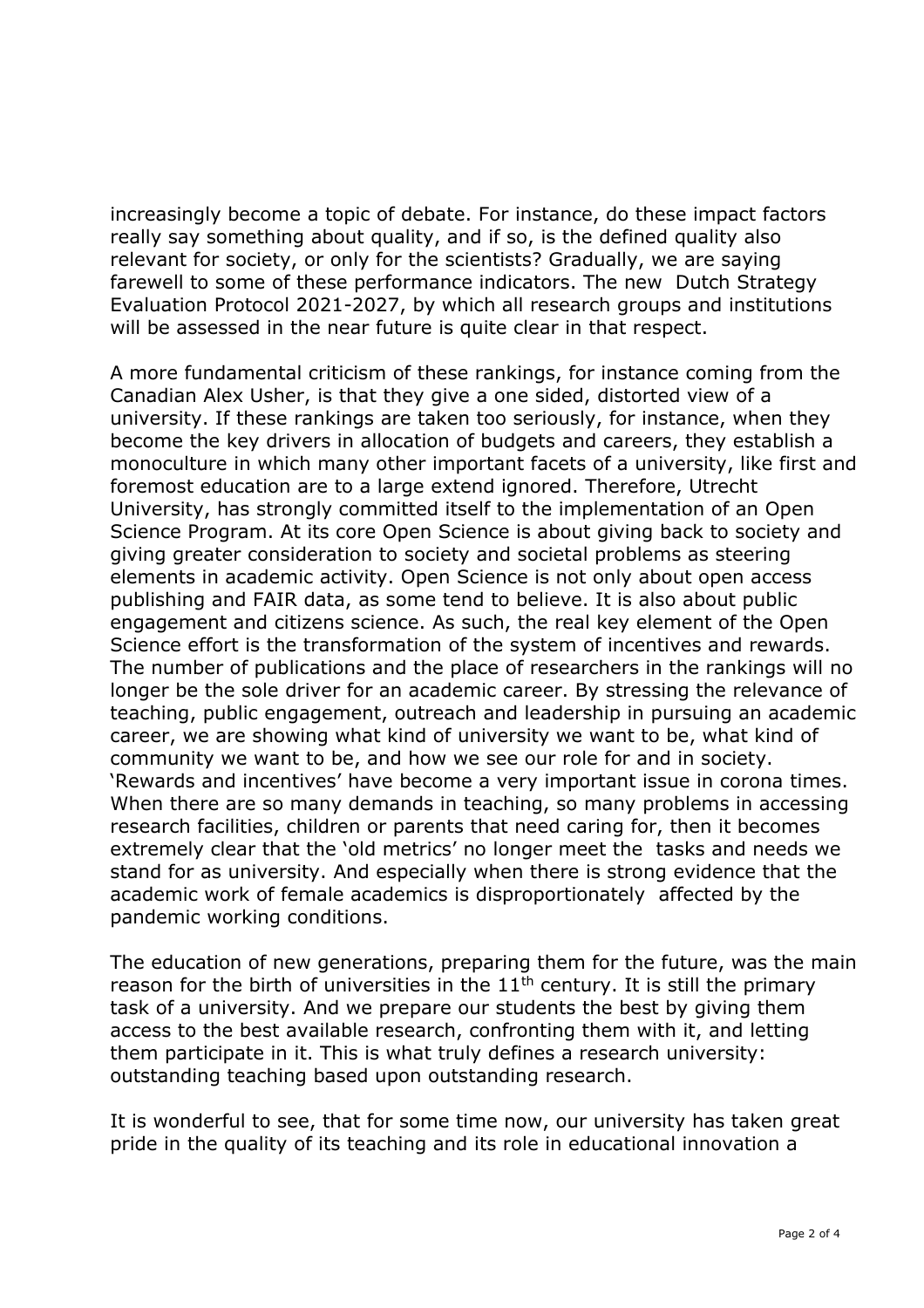increasingly become a topic of debate. For instance, do these impact factors really say something about quality, and if so, is the defined quality also relevant for society, or only for the scientists? Gradually, we are saying farewell to some of these performance indicators. The new Dutch Strategy Evaluation Protocol 2021-2027, by which all research groups and institutions will be assessed in the near future is quite clear in that respect.

A more fundamental criticism of these rankings, for instance coming from the Canadian Alex Usher, is that they give a one sided, distorted view of a university. If these rankings are taken too seriously, for instance, when they become the key drivers in allocation of budgets and careers, they establish a monoculture in which many other important facets of a university, like first and foremost education are to a large extend ignored. Therefore, Utrecht University, has strongly committed itself to the implementation of an Open Science Program. At its core Open Science is about giving back to society and giving greater consideration to society and societal problems as steering elements in academic activity. Open Science is not only about open access publishing and FAIR data, as some tend to believe. It is also about public engagement and citizens science. As such, the real key element of the Open Science effort is the transformation of the system of incentives and rewards. The number of publications and the place of researchers in the rankings will no longer be the sole driver for an academic career. By stressing the relevance of teaching, public engagement, outreach and leadership in pursuing an academic career, we are showing what kind of university we want to be, what kind of community we want to be, and how we see our role for and in society. 'Rewards and incentives' have become a very important issue in corona times. When there are so many demands in teaching, so many problems in accessing research facilities, children or parents that need caring for, then it becomes extremely clear that the 'old metrics' no longer meet the tasks and needs we stand for as university. And especially when there is strong evidence that the academic work of female academics is disproportionately affected by the pandemic working conditions.

The education of new generations, preparing them for the future, was the main reason for the birth of universities in the 11th century. It is still the primary task of a university. And we prepare our students the best by giving them access to the best available research, confronting them with it, and letting them participate in it. This is what truly defines a research university: outstanding teaching based upon outstanding research.

It is wonderful to see, that for some time now, our university has taken great pride in the quality of its teaching and its role in educational innovation a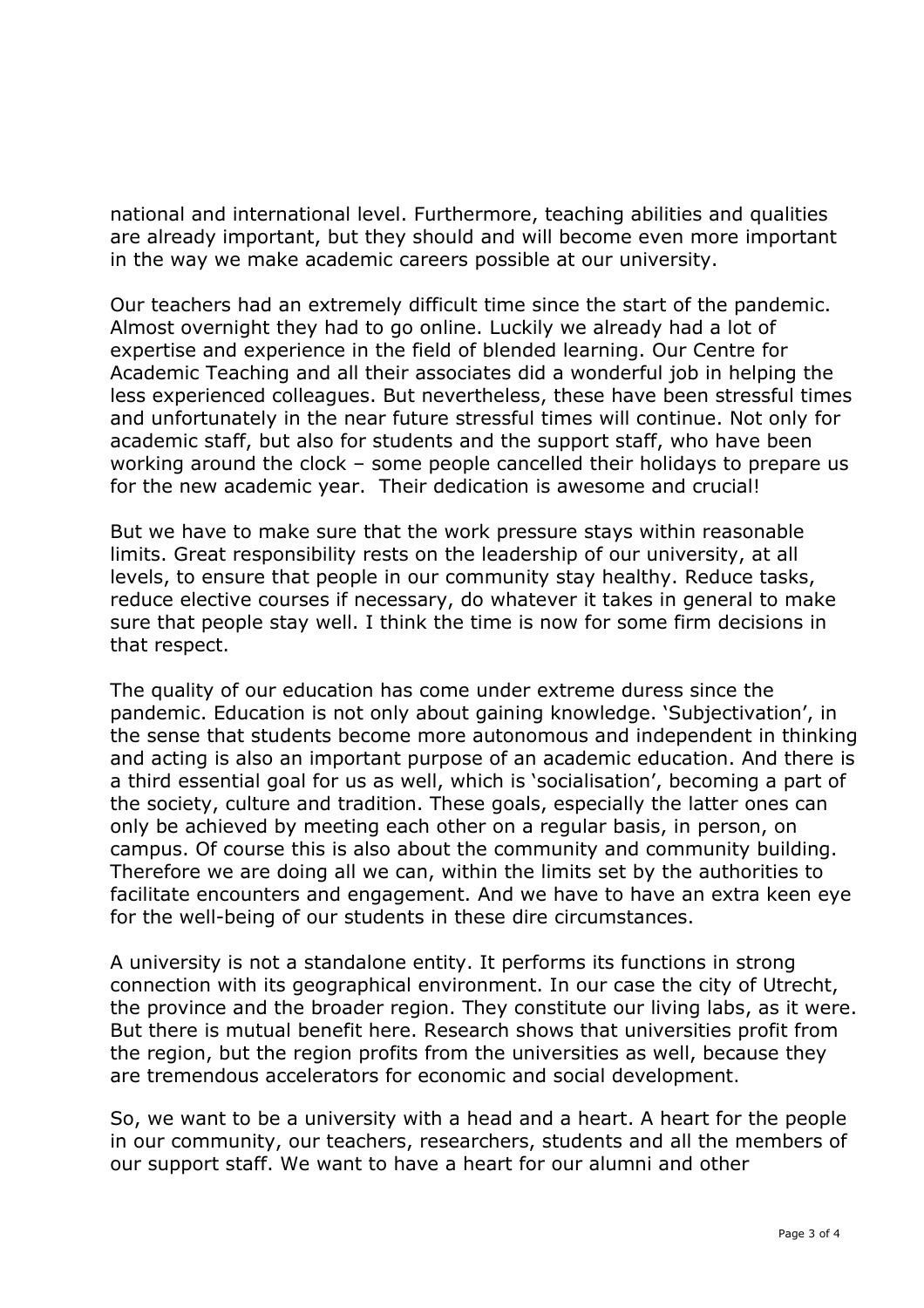national and international level. Furthermore, teaching abilities and qualities are already important, but they should and will become even more important in the way we make academic careers possible at our university.

Our teachers had an extremely difficult time since the start of the pandemic. Almost overnight they had to go online. Luckily we already had a lot of expertise and experience in the field of blended learning. Our Centre for Academic Teaching and all their associates did a wonderful job in helping the less experienced colleagues. But nevertheless, these have been stressful times and unfortunately in the near future stressful times will continue. Not only for academic staff, but also for students and the support staff, who have been working around the clock – some people cancelled their holidays to prepare us for the new academic year. Their dedication is awesome and crucial!

But we have to make sure that the work pressure stays within reasonable limits. Great responsibility rests on the leadership of our university, at all levels, to ensure that people in our community stay healthy. Reduce tasks, reduce elective courses if necessary, do whatever it takes in general to make sure that people stay well. I think the time is now for some firm decisions in that respect.

The quality of our education has come under extreme duress since the pandemic. Education is not only about gaining knowledge. 'Subjectivation', in the sense that students become more autonomous and independent in thinking and acting is also an important purpose of an academic education. And there is a third essential goal for us as well, which is 'socialisation', becoming a part of the society, culture and tradition. These goals, especially the latter ones can only be achieved by meeting each other on a regular basis, in person, on campus. Of course this is also about the community and community building. Therefore we are doing all we can, within the limits set by the authorities to facilitate encounters and engagement. And we have to have an extra keen eye for the well-being of our students in these dire circumstances.

A university is not a standalone entity. It performs its functions in strong connection with its geographical environment. In our case the city of Utrecht, the province and the broader region. They constitute our living labs, as it were. But there is mutual benefit here. Research shows that universities profit from the region, but the region profits from the universities as well, because they are tremendous accelerators for economic and social development.

So, we want to be a university with a head and a heart. A heart for the people in our community, our teachers, researchers, students and all the members of our support staff. We want to have a heart for our alumni and other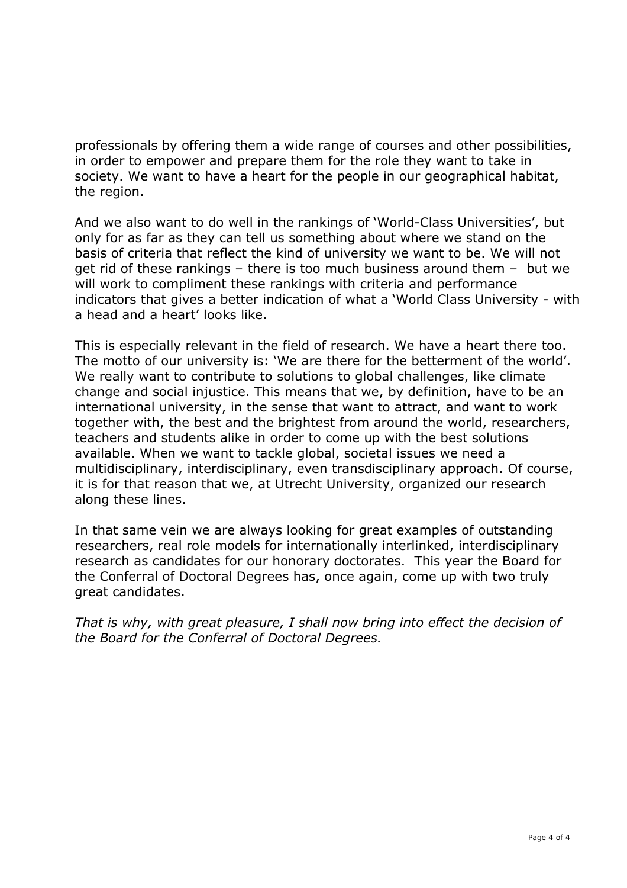professionals by offering them a wide range of courses and other possibilities, in order to empower and prepare them for the role they want to take in society. We want to have a heart for the people in our geographical habitat, the region.

And we also want to do well in the rankings of 'World-Class Universities', but only for as far as they can tell us something about where we stand on the basis of criteria that reflect the kind of university we want to be. We will not get rid of these rankings – there is too much business around them – but we will work to compliment these rankings with criteria and performance indicators that gives a better indication of what a 'World Class University - with a head and a heart' looks like.

This is especially relevant in the field of research. We have a heart there too. The motto of our university is: 'We are there for the betterment of the world'. We really want to contribute to solutions to global challenges, like climate change and social injustice. This means that we, by definition, have to be an international university, in the sense that want to attract, and want to work together with, the best and the brightest from around the world, researchers, teachers and students alike in order to come up with the best solutions available. When we want to tackle global, societal issues we need a multidisciplinary, interdisciplinary, even transdisciplinary approach. Of course, it is for that reason that we, at Utrecht University, organized our research along these lines.

In that same vein we are always looking for great examples of outstanding researchers, real role models for internationally interlinked, interdisciplinary research as candidates for our honorary doctorates. This year the Board for the Conferral of Doctoral Degrees has, once again, come up with two truly great candidates.

*That is why, with great pleasure, I shall now bring into effect the decision of the Board for the Conferral of Doctoral Degrees.*